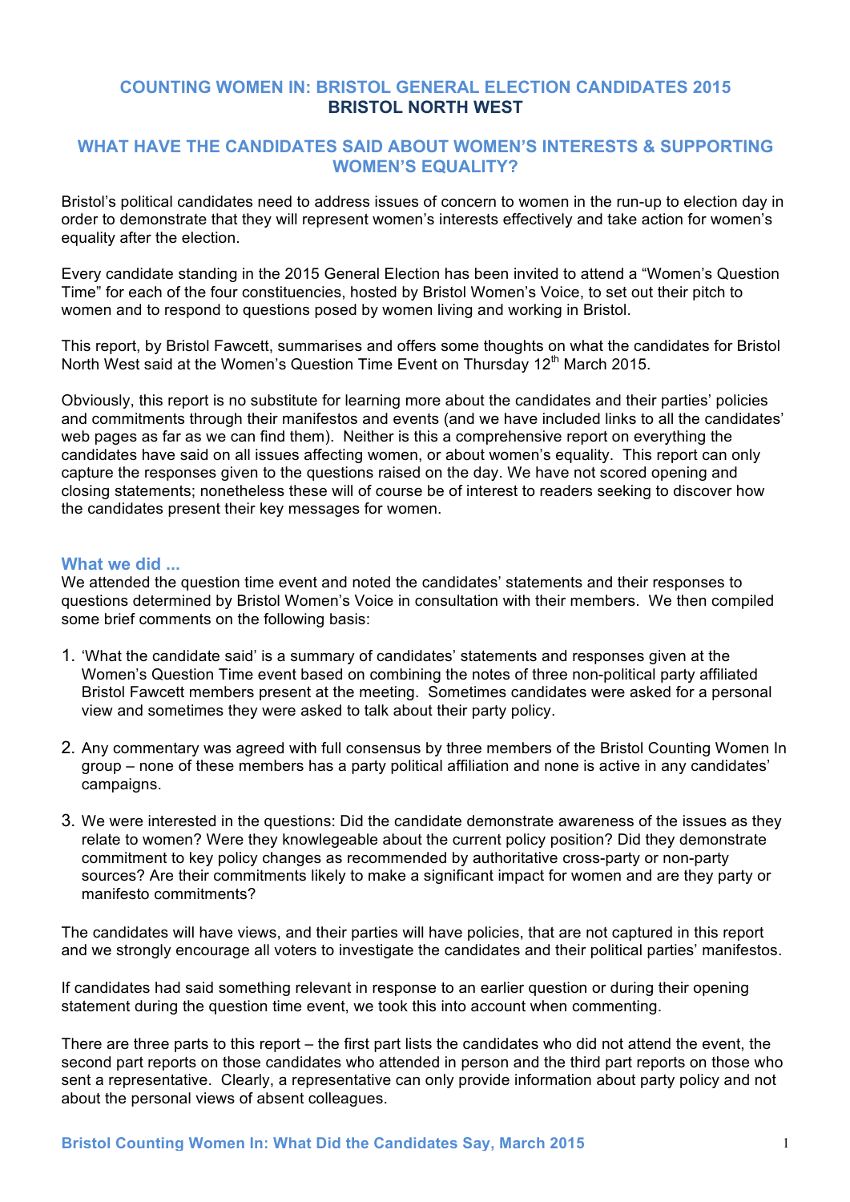# COUNTING WOMEN IN: BRISTOL GENERAL ELECTION CANDIDATES 2015
# BRISTOL NORTH WEST

## WHAT HAVE THE CANDIDATES SAID ABOUT WOMEN'S INTERESTS & SUPPORTING WOMEN'S EQUALITY?

Bristol's political candidates need to address issues of concern to women in the run-up to election day in order to demonstrate that they will represent women's interests effectively and take action for women's equality after the election.

Every candidate standing in the 2015 General Election has been invited to attend a "Women's Question Time" for each of the four constituencies, hosted by Bristol Women's Voice, to set out their pitch to women and to respond to questions posed by women living and working in Bristol.

This report, by Bristol Fawcett, summarises and offers some thoughts on what the candidates for Bristol North West said at the Women's Question Time Event on Thursday 12th March 2015.

Obviously, this report is no substitute for learning more about the candidates and their parties' policies and commitments through their manifestos and events (and we have included links to all the candidates' web pages as far as we can find them). Neither is this a comprehensive report on everything the candidates have said on all issues affecting women, or about women's equality. This report can only capture the responses given to the questions raised on the day. We have not scored opening and closing statements; nonetheless these will of course be of interest to readers seeking to discover how the candidates present their key messages for women.

### What we did ...

We attended the question time event and noted the candidates' statements and their responses to questions determined by Bristol Women's Voice in consultation with their members. We then compiled some brief comments on the following basis:

1. 'What the candidate said' is a summary of candidates' statements and responses given at the Women's Question Time event based on combining the notes of three non-political party affiliated Bristol Fawcett members present at the meeting. Sometimes candidates were asked for a personal view and sometimes they were asked to talk about their party policy.

2. Any commentary was agreed with full consensus by three members of the Bristol Counting Women In group – none of these members has a party political affiliation and none is active in any candidates' campaigns.

3. We were interested in the questions: Did the candidate demonstrate awareness of the issues as they relate to women? Were they knowlegeable about the current policy position? Did they demonstrate commitment to key policy changes as recommended by authoritative cross-party or non-party sources? Are their commitments likely to make a significant impact for women and are they party or manifesto commitments?

The candidates will have views, and their parties will have policies, that are not captured in this report and we strongly encourage all voters to investigate the candidates and their political parties' manifestos.

If candidates had said something relevant in response to an earlier question or during their opening statement during the question time event, we took this into account when commenting.

There are three parts to this report – the first part lists the candidates who did not attend the event, the second part reports on those candidates who attended in person and the third part reports on those who sent a representative. Clearly, a representative can only provide information about party policy and not about the personal views of absent colleagues.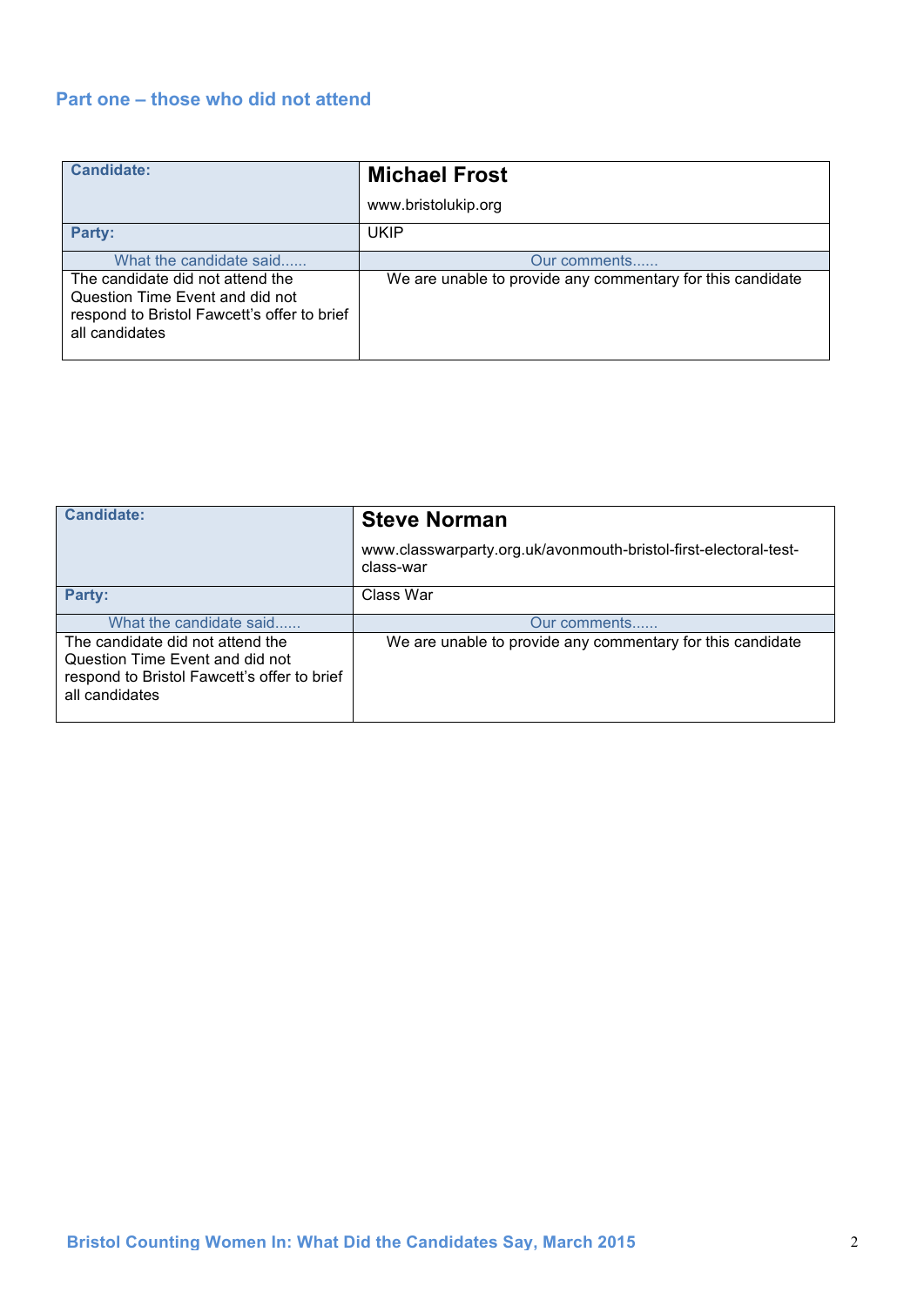## Part one – those who did not attend

| Candidate: | **Michael Frost**<br>www.bristolukip.org |
|---|---|
| **Party:** | UKIP |
| What the candidate said...... | Our comments...... |
| The candidate did not attend the Question Time Event and did not respond to Bristol Fawcett's offer to brief all candidates | We are unable to provide any commentary for this candidate |

| Candidate: | **Steve Norman**<br>www.classwarparty.org.uk/avonmouth-bristol-first-electoral-test-class-war |
|---|---|
| **Party:** | Class War |
| What the candidate said...... | Our comments...... |
| The candidate did not attend the Question Time Event and did not respond to Bristol Fawcett's offer to brief all candidates | We are unable to provide any commentary for this candidate |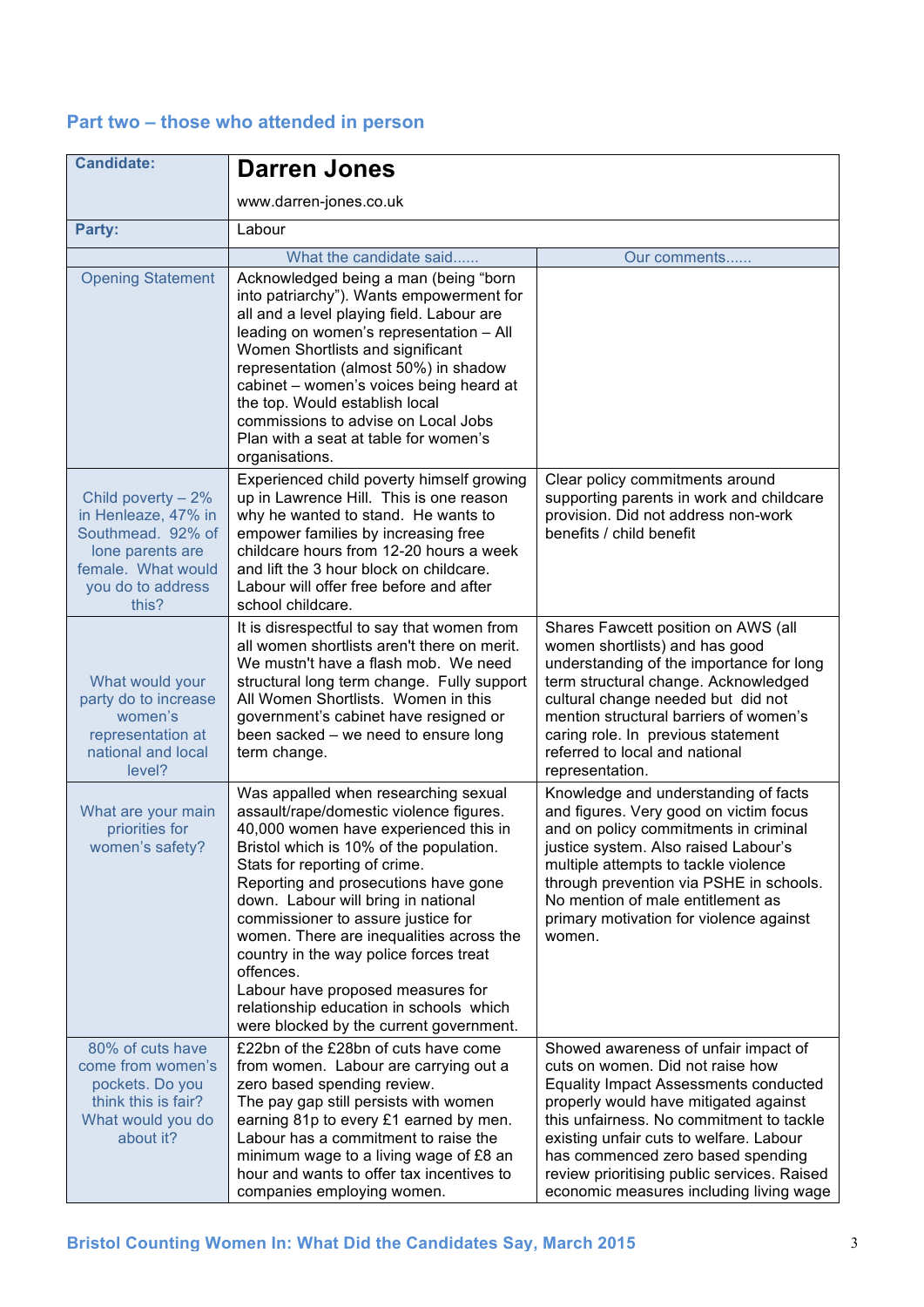## Part two – those who attended in person

| Candidate: | **Darren Jones**<br>www.darren-jones.co.uk | |
|---|---|---|
| **Party:** | Labour | |
| | What the candidate said...... | Our comments...... |
| Opening Statement | Acknowledged being a man (being "born into patriarchy"). Wants empowerment for all and a level playing field. Labour are leading on women's representation – All Women Shortlists and significant representation (almost 50%) in shadow cabinet – women's voices being heard at the top. Would establish local commissions to advise on Local Jobs Plan with a seat at table for women's organisations. | |
| Child poverty – 2% in Henleaze, 47% in Southmead. 92% of lone parents are female. What would you do to address this? | Experienced child poverty himself growing up in Lawrence Hill. This is one reason why he wanted to stand. He wants to empower families by increasing free childcare hours from 12-20 hours a week and lift the 3 hour block on childcare. Labour will offer free before and after school childcare. | Clear policy commitments around supporting parents in work and childcare provision. Did not address non-work benefits / child benefit |
| What would your party do to increase women's representation at national and local level? | It is disrespectful to say that women from all women shortlists aren't there on merit. We mustn't have a flash mob. We need structural long term change. Fully support All Women Shortlists. Women in this government's cabinet have resigned or been sacked – we need to ensure long term change. | Shares Fawcett position on AWS (all women shortlists) and has good understanding of the importance for long term structural change. Acknowledged cultural change needed but did not mention structural barriers of women's caring role. In previous statement referred to local and national representation. |
| What are your main priorities for women's safety? | Was appalled when researching sexual assault/rape/domestic violence figures. 40,000 women have experienced this in Bristol which is 10% of the population. Stats for reporting of crime.<br>Reporting and prosecutions have gone down. Labour will bring in national commissioner to assure justice for women. There are inequalities across the country in the way police forces treat offences.<br>Labour have proposed measures for relationship education in schools which were blocked by the current government. | Knowledge and understanding of facts and figures. Very good on victim focus and on policy commitments in criminal justice system. Also raised Labour's multiple attempts to tackle violence through prevention via PSHE in schools. No mention of male entitlement as primary motivation for violence against women. |
| 80% of cuts have come from women's pockets. Do you think this is fair? What would you do about it? | £22bn of the £28bn of cuts have come from women. Labour are carrying out a zero based spending review.<br>The pay gap still persists with women earning 81p to every £1 earned by men. Labour has a commitment to raise the minimum wage to a living wage of £8 an hour and wants to offer tax incentives to companies employing women. | Showed awareness of unfair impact of cuts on women. Did not raise how Equality Impact Assessments conducted properly would have mitigated against this unfairness. No commitment to tackle existing unfair cuts to welfare. Labour has commenced zero based spending review prioritising public services. Raised economic measures including living wage |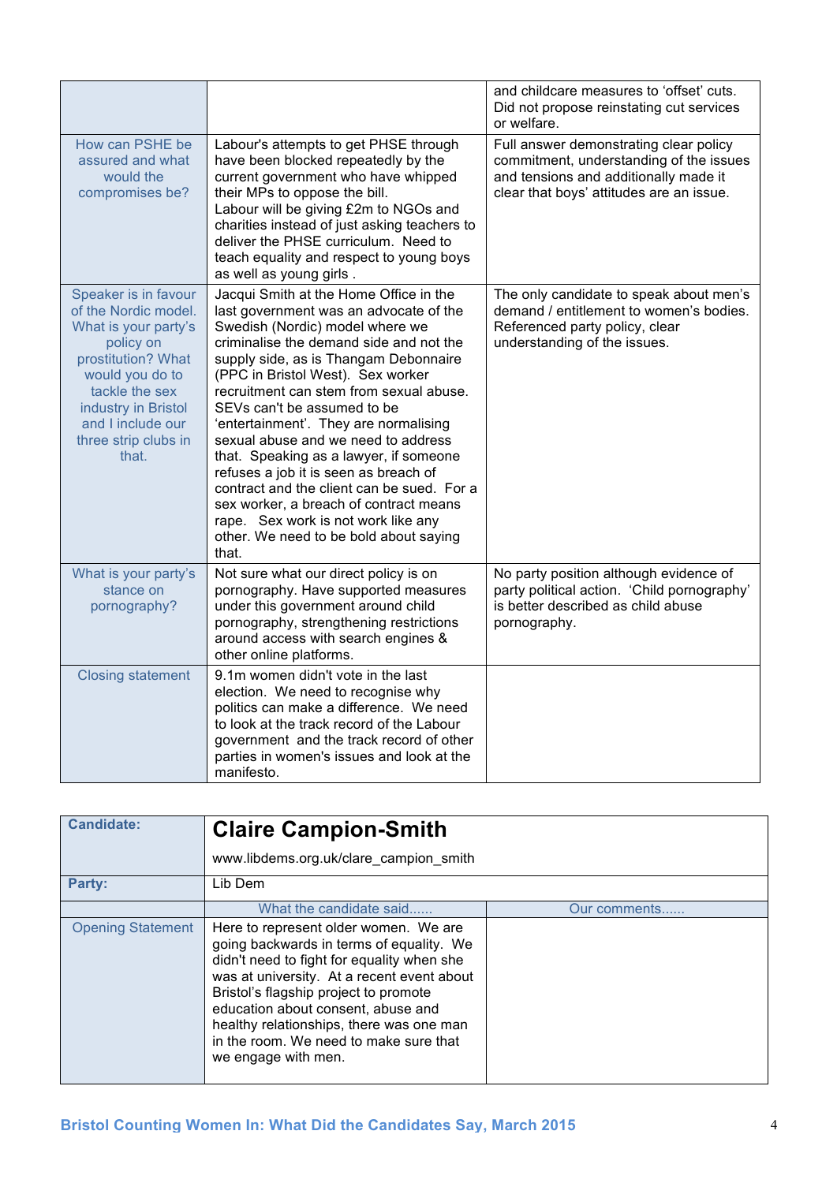| | | |
|---|---|---|
| | | and childcare measures to 'offset' cuts. Did not propose reinstating cut services or welfare. |
| How can PSHE be assured and what would the compromises be? | Labour's attempts to get PHSE through have been blocked repeatedly by the current government who have whipped their MPs to oppose the bill. Labour will be giving £2m to NGOs and charities instead of just asking teachers to deliver the PHSE curriculum. Need to teach equality and respect to young boys as well as young girls . | Full answer demonstrating clear policy commitment, understanding of the issues and tensions and additionally made it clear that boys' attitudes are an issue. |
| Speaker is in favour of the Nordic model. What is your party's policy on prostitution? What would you do to tackle the sex industry in Bristol and I include our three strip clubs in that. | Jacqui Smith at the Home Office in the last government was an advocate of the Swedish (Nordic) model where we criminalise the demand side and not the supply side, as is Thangam Debonnaire (PPC in Bristol West). Sex worker recruitment can stem from sexual abuse. SEVs can't be assumed to be 'entertainment'. They are normalising sexual abuse and we need to address that. Speaking as a lawyer, if someone refuses a job it is seen as breach of contract and the client can be sued. For a sex worker, a breach of contract means rape. Sex work is not work like any other. We need to be bold about saying that. | The only candidate to speak about men's demand / entitlement to women's bodies. Referenced party policy, clear understanding of the issues. |
| What is your party's stance on pornography? | Not sure what our direct policy is on pornography. Have supported measures under this government around child pornography, strengthening restrictions around access with search engines & other online platforms. | No party position although evidence of party political action. 'Child pornography' is better described as child abuse pornography. |
| Closing statement | 9.1m women didn't vote in the last election. We need to recognise why politics can make a difference. We need to look at the track record of the Labour government and the track record of other parties in women's issues and look at the manifesto. | |

| **Candidate:** | **Claire Campion-Smith** www.libdems.org.uk/clare_campion_smith | |
|---|---|---|
| **Party:** | Lib Dem | |
| | What the candidate said...... | Our comments...... |
| Opening Statement | Here to represent older women. We are going backwards in terms of equality. We didn't need to fight for equality when she was at university. At a recent event about Bristol's flagship project to promote education about consent, abuse and healthy relationships, there was one man in the room. We need to make sure that we engage with men. | |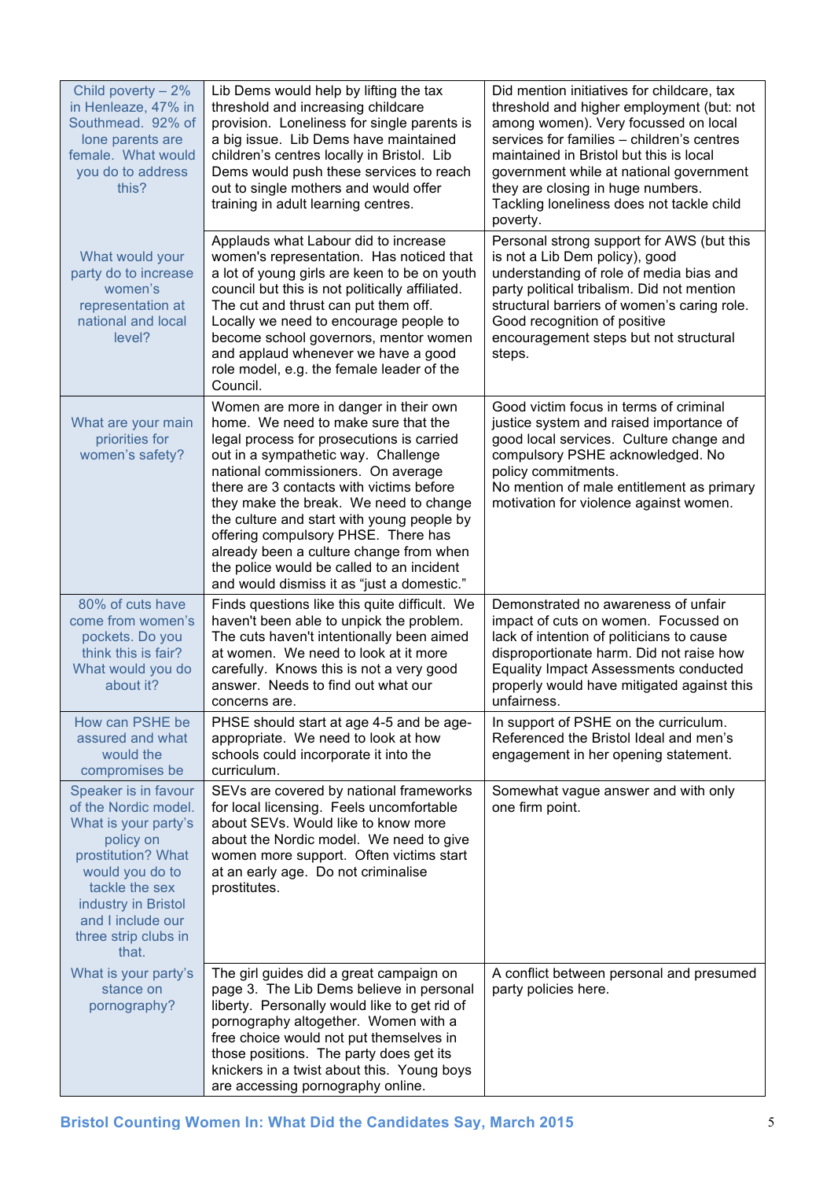| | | |
|---|---|---|
| Child poverty – 2% in Henleaze, 47% in Southmead. 92% of lone parents are female. What would you do to address this? | Lib Dems would help by lifting the tax threshold and increasing childcare provision. Loneliness for single parents is a big issue. Lib Dems have maintained children's centres locally in Bristol. Lib Dems would push these services to reach out to single mothers and would offer training in adult learning centres. | Did mention initiatives for childcare, tax threshold and higher employment (but: not among women). Very focussed on local services for families – children's centres maintained in Bristol but this is local government while at national government they are closing in huge numbers. Tackling loneliness does not tackle child poverty. |
| What would your party do to increase women's representation at national and local level? | Applauds what Labour did to increase women's representation. Has noticed that a lot of young girls are keen to be on youth council but this is not politically affiliated. The cut and thrust can put them off. Locally we need to encourage people to become school governors, mentor women and applaud whenever we have a good role model, e.g. the female leader of the Council. | Personal strong support for AWS (but this is not a Lib Dem policy), good understanding of role of media bias and party political tribalism. Did not mention structural barriers of women's caring role. Good recognition of positive encouragement steps but not structural steps. |
| What are your main priorities for women's safety? | Women are more in danger in their own home. We need to make sure that the legal process for prosecutions is carried out in a sympathetic way. Challenge national commissioners. On average there are 3 contacts with victims before they make the break. We need to change the culture and start with young people by offering compulsory PHSE. There has already been a culture change from when the police would be called to an incident and would dismiss it as "just a domestic." | Good victim focus in terms of criminal justice system and raised importance of good local services. Culture change and compulsory PSHE acknowledged. No policy commitments. No mention of male entitlement as primary motivation for violence against women. |
| 80% of cuts have come from women's pockets. Do you think this is fair? What would you do about it? | Finds questions like this quite difficult. We haven't been able to unpick the problem. The cuts haven't intentionally been aimed at women. We need to look at it more carefully. Knows this is not a very good answer. Needs to find out what our concerns are. | Demonstrated no awareness of unfair impact of cuts on women. Focussed on lack of intention of politicians to cause disproportionate harm. Did not raise how Equality Impact Assessments conducted properly would have mitigated against this unfairness. |
| How can PSHE be assured and what would the compromises be | PHSE should start at age 4-5 and be age-appropriate. We need to look at how schools could incorporate it into the curriculum. | In support of PSHE on the curriculum. Referenced the Bristol Ideal and men's engagement in her opening statement. |
| Speaker is in favour of the Nordic model. What is your party's policy on prostitution? What would you do to tackle the sex industry in Bristol and I include our three strip clubs in that. | SEVs are covered by national frameworks for local licensing. Feels uncomfortable about SEVs. Would like to know more about the Nordic model. We need to give women more support. Often victims start at an early age. Do not criminalise prostitutes. | Somewhat vague answer and with only one firm point. |
| What is your party's stance on pornography? | The girl guides did a great campaign on page 3. The Lib Dems believe in personal liberty. Personally would like to get rid of pornography altogether. Women with a free choice would not put themselves in those positions. The party does get its knickers in a twist about this. Young boys are accessing pornography online. | A conflict between personal and presumed party policies here. |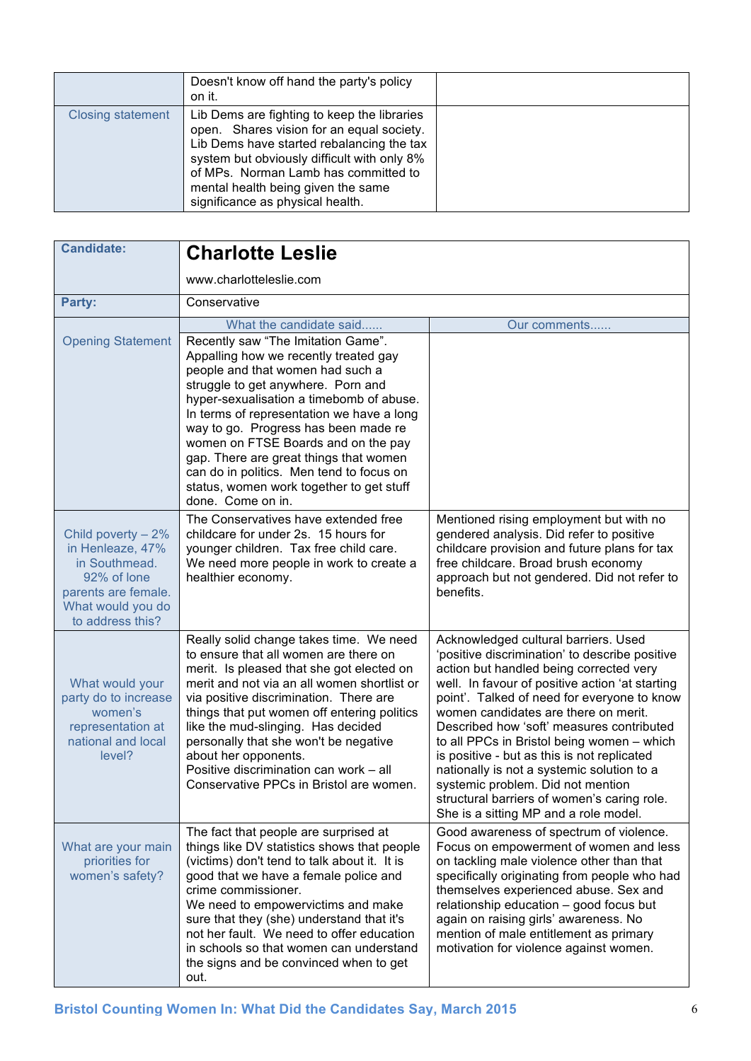| | | |
|---|---|---|
| | Doesn't know off hand the party's policy on it. | |
| Closing statement | Lib Dems are fighting to keep the libraries open. Shares vision for an equal society. Lib Dems have started rebalancing the tax system but obviously difficult with only 8% of MPs. Norman Lamb has committed to mental health being given the same significance as physical health. | |

| | | |
|---|---|---|
| **Candidate:** | **Charlotte Leslie**<br><br>www.charlotteleslie.com | |
| **Party:** | Conservative | |
| | What the candidate said...... | Our comments...... |
| Opening Statement | Recently saw "The Imitation Game". Appalling how we recently treated gay people and that women had such a struggle to get anywhere. Porn and hyper-sexualisation a timebomb of abuse. In terms of representation we have a long way to go. Progress has been made re women on FTSE Boards and on the pay gap. There are great things that women can do in politics. Men tend to focus on status, women work together to get stuff done. Come on in. | |
| Child poverty – 2% in Henleaze, 47% in Southmead. 92% of lone parents are female. What would you do to address this? | The Conservatives have extended free childcare for under 2s. 15 hours for younger children. Tax free child care. We need more people in work to create a healthier economy. | Mentioned rising employment but with no gendered analysis. Did refer to positive childcare provision and future plans for tax free childcare. Broad brush economy approach but not gendered. Did not refer to benefits. |
| What would your party do to increase women's representation at national and local level? | Really solid change takes time. We need to ensure that all women are there on merit. Is pleased that she got elected on merit and not via an all women shortlist or via positive discrimination. There are things that put women off entering politics like the mud-slinging. Has decided personally that she won't be negative about her opponents.<br>Positive discrimination can work – all Conservative PPCs in Bristol are women. | Acknowledged cultural barriers. Used 'positive discrimination' to describe positive action but handled being corrected very well. In favour of positive action 'at starting point'. Talked of need for everyone to know women candidates are there on merit. Described how 'soft' measures contributed to all PPCs in Bristol being women – which is positive - but as this is not replicated nationally is not a systemic solution to a systemic problem. Did not mention structural barriers of women's caring role. She is a sitting MP and a role model. |
| What are your main priorities for women's safety? | The fact that people are surprised at things like DV statistics shows that people (victims) don't tend to talk about it. It is good that we have a female police and crime commissioner.<br>We need to empowervictims and make sure that they (she) understand that it's not her fault. We need to offer education in schools so that women can understand the signs and be convinced when to get out. | Good awareness of spectrum of violence. Focus on empowerment of women and less on tackling male violence other than that specifically originating from people who had themselves experienced abuse. Sex and relationship education – good focus but again on raising girls' awareness. No mention of male entitlement as primary motivation for violence against women. |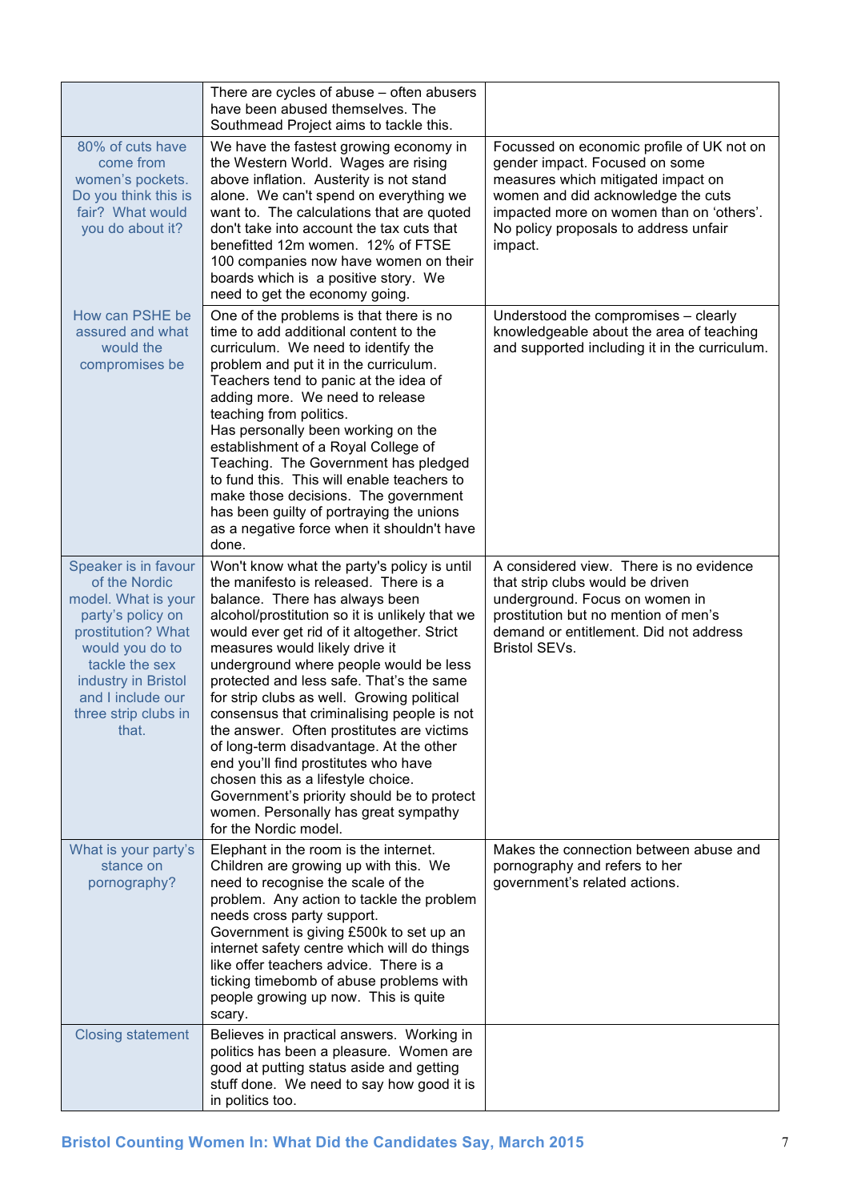| | | |
|---|---|---|
| | There are cycles of abuse – often abusers have been abused themselves. The Southmead Project aims to tackle this. | |
| 80% of cuts have come from women's pockets. Do you think this is fair? What would you do about it? | We have the fastest growing economy in the Western World. Wages are rising above inflation. Austerity is not stand alone. We can't spend on everything we want to. The calculations that are quoted don't take into account the tax cuts that benefitted 12m women. 12% of FTSE 100 companies now have women on their boards which is a positive story. We need to get the economy going. | Focussed on economic profile of UK not on gender impact. Focused on some measures which mitigated impact on women and did acknowledge the cuts impacted more on women than on 'others'. No policy proposals to address unfair impact. |
| How can PSHE be assured and what would the compromises be | One of the problems is that there is no time to add additional content to the curriculum. We need to identify the problem and put it in the curriculum. Teachers tend to panic at the idea of adding more. We need to release teaching from politics.<br>Has personally been working on the establishment of a Royal College of Teaching. The Government has pledged to fund this. This will enable teachers to make those decisions. The government has been guilty of portraying the unions as a negative force when it shouldn't have done. | Understood the compromises – clearly knowledgeable about the area of teaching and supported including it in the curriculum. |
| Speaker is in favour of the Nordic model. What is your party's policy on prostitution? What would you do to tackle the sex industry in Bristol and I include our three strip clubs in that. | Won't know what the party's policy is until the manifesto is released. There is a balance. There has always been alcohol/prostitution so it is unlikely that we would ever get rid of it altogether. Strict measures would likely drive it underground where people would be less protected and less safe. That's the same for strip clubs as well. Growing political consensus that criminalising people is not the answer. Often prostitutes are victims of long-term disadvantage. At the other end you'll find prostitutes who have chosen this as a lifestyle choice. Government's priority should be to protect women. Personally has great sympathy for the Nordic model. | A considered view. There is no evidence that strip clubs would be driven underground. Focus on women in prostitution but no mention of men's demand or entitlement. Did not address Bristol SEVs. |
| What is your party's stance on pornography? | Elephant in the room is the internet. Children are growing up with this. We need to recognise the scale of the problem. Any action to tackle the problem needs cross party support.<br>Government is giving £500k to set up an internet safety centre which will do things like offer teachers advice. There is a ticking timebomb of abuse problems with people growing up now. This is quite scary. | Makes the connection between abuse and pornography and refers to her government's related actions. |
| Closing statement | Believes in practical answers. Working in politics has been a pleasure. Women are good at putting status aside and getting stuff done. We need to say how good it is in politics too. | |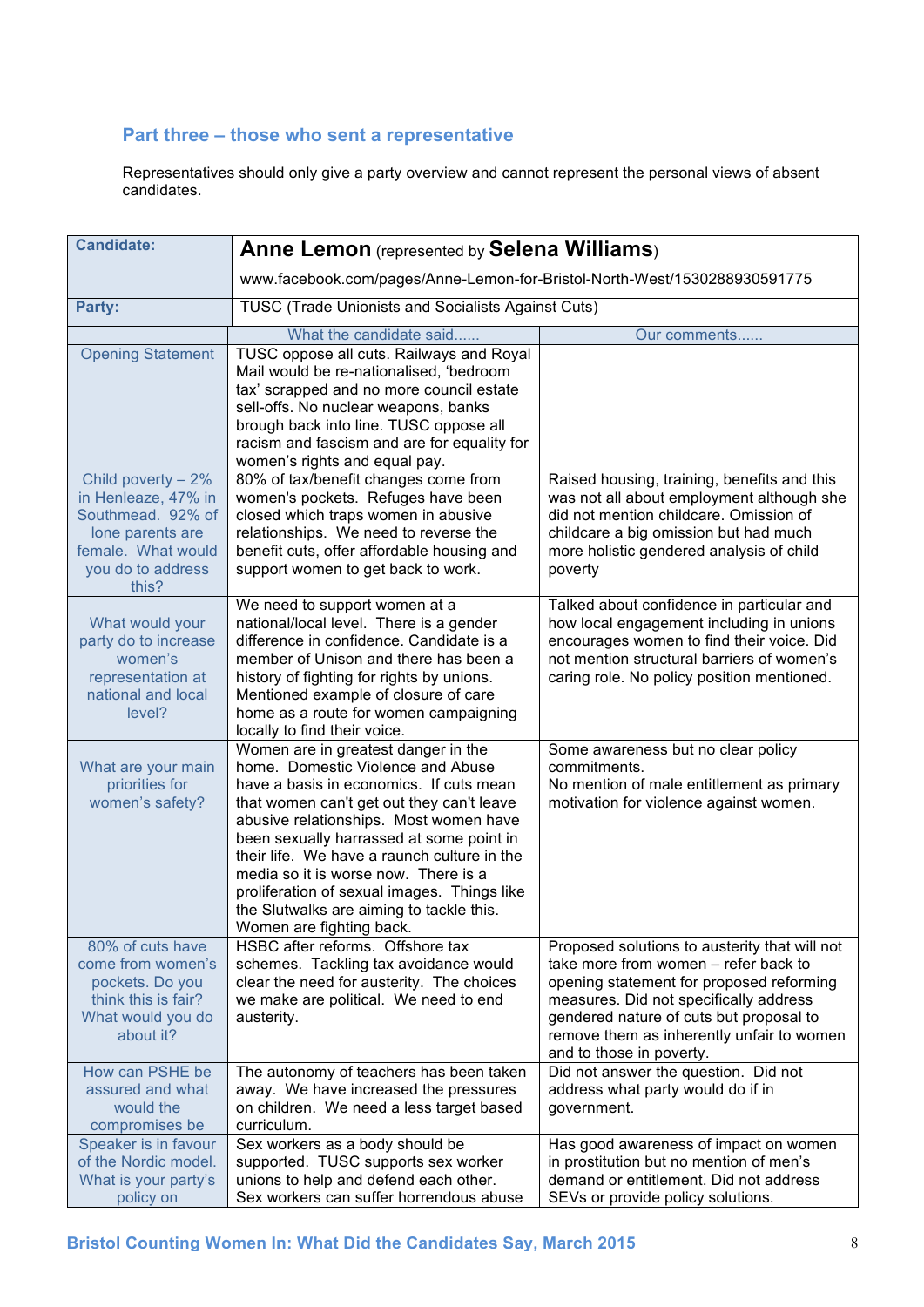## Part three – those who sent a representative

Representatives should only give a party overview and cannot represent the personal views of absent candidates.

| **Candidate:** | **Anne Lemon** (represented by **Selena Williams**)<br>www.facebook.com/pages/Anne-Lemon-for-Bristol-North-West/1530288930591775 | |
|---|---|---|
| **Party:** | TUSC (Trade Unionists and Socialists Against Cuts) | |
| | What the candidate said...... | Our comments...... |
| Opening Statement | TUSC oppose all cuts. Railways and Royal Mail would be re-nationalised, 'bedroom tax' scrapped and no more council estate sell-offs. No nuclear weapons, banks brough back into line. TUSC oppose all racism and fascism and are for equality for women's rights and equal pay. | |
| Child poverty – 2% in Henleaze, 47% in Southmead. 92% of lone parents are female. What would you do to address this? | 80% of tax/benefit changes come from women's pockets. Refuges have been closed which traps women in abusive relationships. We need to reverse the benefit cuts, offer affordable housing and support women to get back to work. | Raised housing, training, benefits and this was not all about employment although she did not mention childcare. Omission of childcare a big omission but had much more holistic gendered analysis of child poverty |
| What would your party do to increase women's representation at national and local level? | We need to support women at a national/local level. There is a gender difference in confidence. Candidate is a member of Unison and there has been a history of fighting for rights by unions. Mentioned example of closure of care home as a route for women campaigning locally to find their voice. | Talked about confidence in particular and how local engagement including in unions encourages women to find their voice. Did not mention structural barriers of women's caring role. No policy position mentioned. |
| What are your main priorities for women's safety? | Women are in greatest danger in the home. Domestic Violence and Abuse have a basis in economics. If cuts mean that women can't get out they can't leave abusive relationships. Most women have been sexually harrassed at some point in their life. We have a raunch culture in the media so it is worse now. There is a proliferation of sexual images. Things like the Slutwalks are aiming to tackle this. Women are fighting back. | Some awareness but no clear policy commitments.<br>No mention of male entitlement as primary motivation for violence against women. |
| 80% of cuts have come from women's pockets. Do you think this is fair? What would you do about it? | HSBC after reforms. Offshore tax schemes. Tackling tax avoidance would clear the need for austerity. The choices we make are political. We need to end austerity. | Proposed solutions to austerity that will not take more from women – refer back to opening statement for proposed reforming measures. Did not specifically address gendered nature of cuts but proposal to remove them as inherently unfair to women and to those in poverty. |
| How can PSHE be assured and what would the compromises be | The autonomy of teachers has been taken away. We have increased the pressures on children. We need a less target based curriculum. | Did not answer the question. Did not address what party would do if in government. |
| Speaker is in favour of the Nordic model. What is your party's policy on | Sex workers as a body should be supported. TUSC supports sex worker unions to help and defend each other. Sex workers can suffer horrendous abuse | Has good awareness of impact on women in prostitution but no mention of men's demand or entitlement. Did not address SEVs or provide policy solutions. |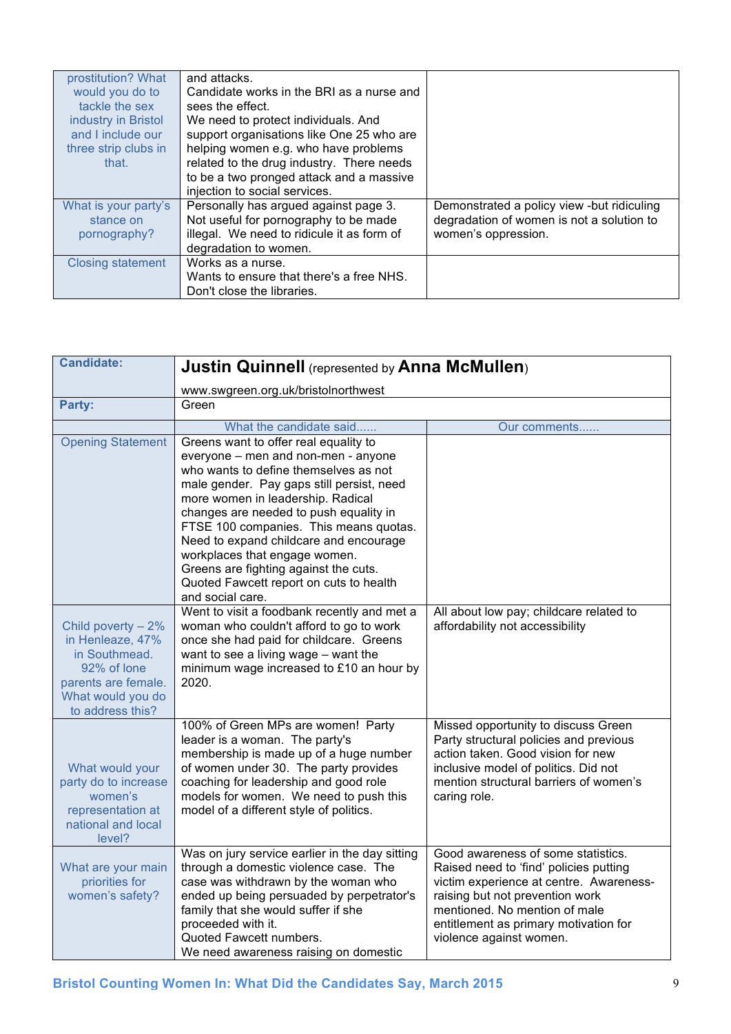| | | |
|---|---|---|
| prostitution? What would you do to tackle the sex industry in Bristol and I include our three strip clubs in that. | and attacks.<br>Candidate works in the BRI as a nurse and sees the effect.<br>We need to protect individuals. And support organisations like One 25 who are helping women e.g. who have problems related to the drug industry. There needs to be a two pronged attack and a massive injection to social services. | |
| What is your party's stance on pornography? | Personally has argued against page 3. Not useful for pornography to be made illegal. We need to ridicule it as form of degradation to women. | Demonstrated a policy view -but ridiculing degradation of women is not a solution to women's oppression. |
| Closing statement | Works as a nurse.<br>Wants to ensure that there's a free NHS.<br>Don't close the libraries. | |

| **Candidate:** | **Justin Quinnell** (represented by **Anna McMullen**)<br>www.swgreen.org.uk/bristolnorthwest | |
|---|---|---|
| **Party:** | Green | |
| | What the candidate said...... | Our comments...... |
| Opening Statement | Greens want to offer real equality to everyone – men and non-men - anyone who wants to define themselves as not male gender. Pay gaps still persist, need more women in leadership. Radical changes are needed to push equality in FTSE 100 companies. This means quotas. Need to expand childcare and encourage workplaces that engage women.<br>Greens are fighting against the cuts.<br>Quoted Fawcett report on cuts to health and social care. | |
| Child poverty – 2% in Henleaze, 47% in Southmead. 92% of lone parents are female. What would you do to address this? | Went to visit a foodbank recently and met a woman who couldn't afford to go to work once she had paid for childcare. Greens want to see a living wage – want the minimum wage increased to £10 an hour by 2020. | All about low pay; childcare related to affordability not accessibility |
| What would your party do to increase women's representation at national and local level? | 100% of Green MPs are women! Party leader is a woman. The party's membership is made up of a huge number of women under 30. The party provides coaching for leadership and good role models for women. We need to push this model of a different style of politics. | Missed opportunity to discuss Green Party structural policies and previous action taken. Good vision for new inclusive model of politics. Did not mention structural barriers of women's caring role. |
| What are your main priorities for women's safety? | Was on jury service earlier in the day sitting through a domestic violence case. The case was withdrawn by the woman who ended up being persuaded by perpetrator's family that she would suffer if she proceeded with it.<br>Quoted Fawcett numbers.<br>We need awareness raising on domestic | Good awareness of some statistics. Raised need to 'find' policies putting victim experience at centre. Awareness-raising but not prevention work mentioned. No mention of male entitlement as primary motivation for violence against women. |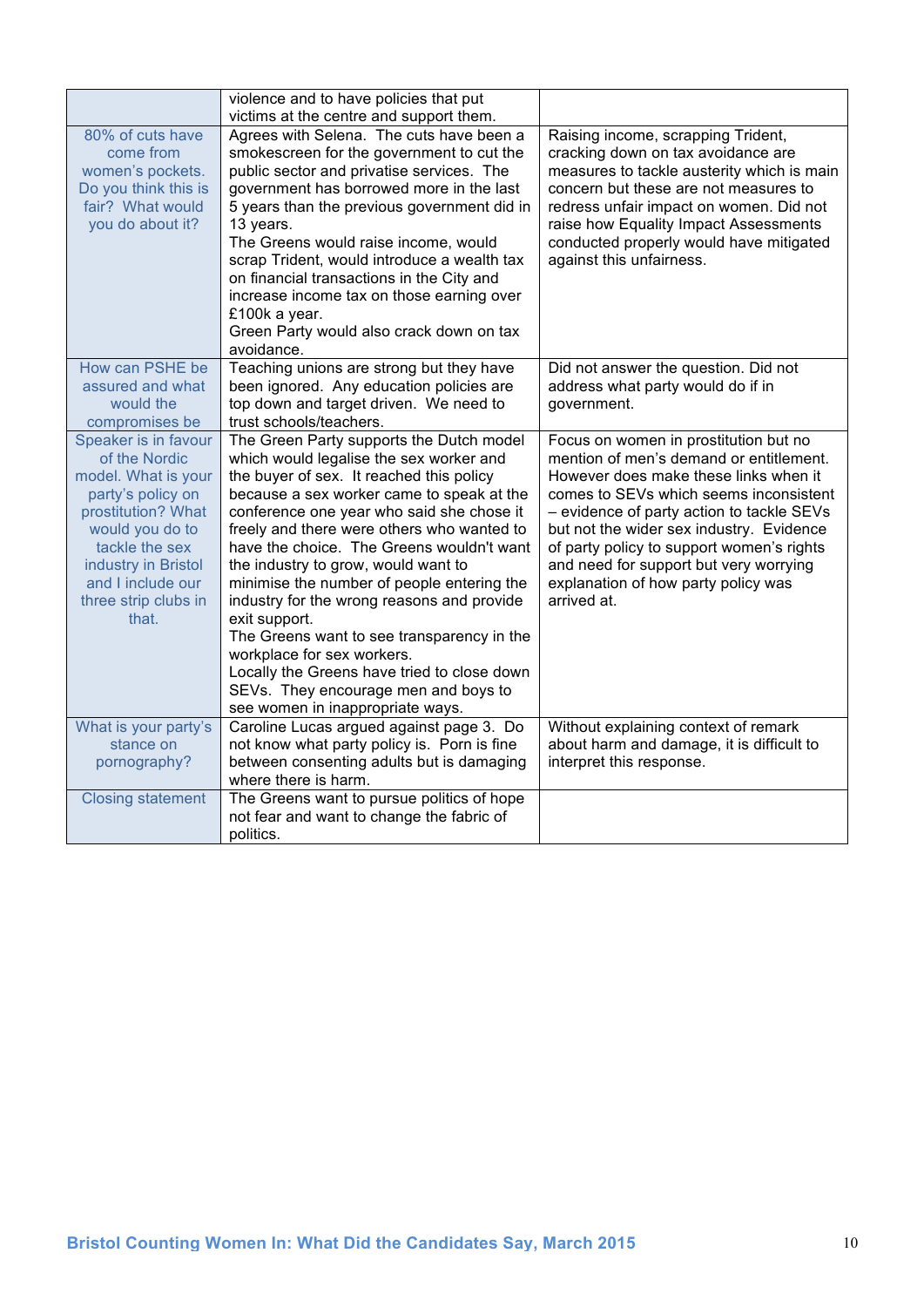| | | |
|---|---|---|
| | violence and to have policies that put victims at the centre and support them. | |
| 80% of cuts have come from women's pockets. Do you think this is fair? What would you do about it? | Agrees with Selena. The cuts have been a smokescreen for the government to cut the public sector and privatise services. The government has borrowed more in the last 5 years than the previous government did in 13 years.<br>The Greens would raise income, would scrap Trident, would introduce a wealth tax on financial transactions in the City and increase income tax on those earning over £100k a year.<br>Green Party would also crack down on tax avoidance. | Raising income, scrapping Trident, cracking down on tax avoidance are measures to tackle austerity which is main concern but these are not measures to redress unfair impact on women. Did not raise how Equality Impact Assessments conducted properly would have mitigated against this unfairness. |
| How can PSHE be assured and what would the compromises be | Teaching unions are strong but they have been ignored. Any education policies are top down and target driven. We need to trust schools/teachers. | Did not answer the question. Did not address what party would do if in government. |
| Speaker is in favour of the Nordic model. What is your party's policy on prostitution? What would you do to tackle the sex industry in Bristol and I include our three strip clubs in that. | The Green Party supports the Dutch model which would legalise the sex worker and the buyer of sex. It reached this policy because a sex worker came to speak at the conference one year who said she chose it freely and there were others who wanted to have the choice. The Greens wouldn't want the industry to grow, would want to minimise the number of people entering the industry for the wrong reasons and provide exit support.<br>The Greens want to see transparency in the workplace for sex workers.<br>Locally the Greens have tried to close down SEVs. They encourage men and boys to see women in inappropriate ways. | Focus on women in prostitution but no mention of men's demand or entitlement. However does make these links when it comes to SEVs which seems inconsistent – evidence of party action to tackle SEVs but not the wider sex industry. Evidence of party policy to support women's rights and need for support but very worrying explanation of how party policy was arrived at. |
| What is your party's stance on pornography? | Caroline Lucas argued against page 3. Do not know what party policy is. Porn is fine between consenting adults but is damaging where there is harm. | Without explaining context of remark about harm and damage, it is difficult to interpret this response. |
| Closing statement | The Greens want to pursue politics of hope not fear and want to change the fabric of politics. | |